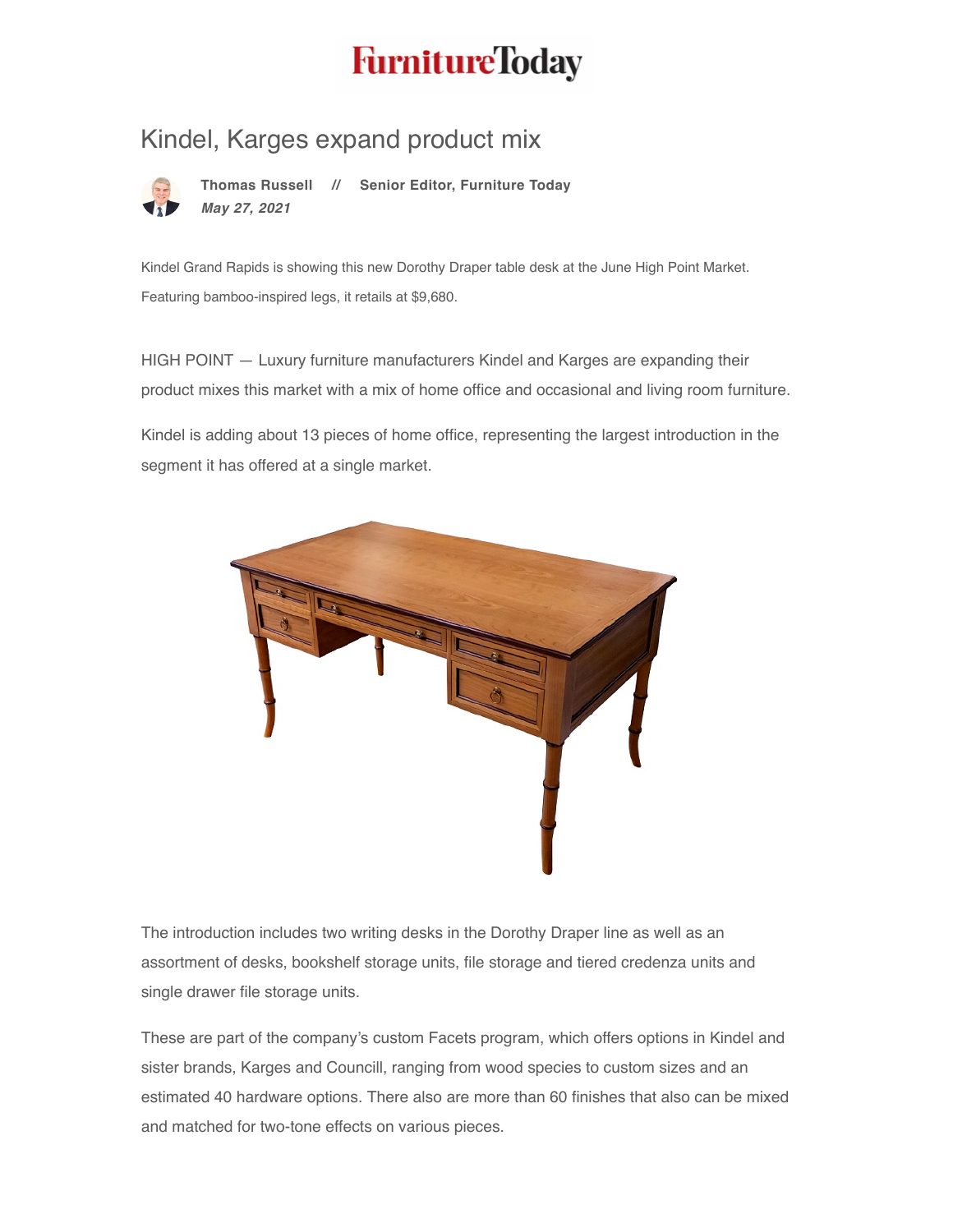FurnitureToday

# Kindel, Karges expand product mix

**Thomas Russell // Senior Editor, Furniture Today**
***May 27, 2021***

Kindel Grand Rapids is showing this new Dorothy Draper table desk at the June High Point Market. Featuring bamboo-inspired legs, it retails at $9,680.

HIGH POINT — Luxury furniture manufacturers Kindel and Karges are expanding their product mixes this market with a mix of home office and occasional and living room furniture.

Kindel is adding about 13 pieces of home office, representing the largest introduction in the segment it has offered at a single market.

The introduction includes two writing desks in the Dorothy Draper line as well as an assortment of desks, bookshelf storage units, file storage and tiered credenza units and single drawer file storage units.

These are part of the company's custom Facets program, which offers options in Kindel and sister brands, Karges and Councill, ranging from wood species to custom sizes and an estimated 40 hardware options. There also are more than 60 finishes that also can be mixed and matched for two-tone effects on various pieces.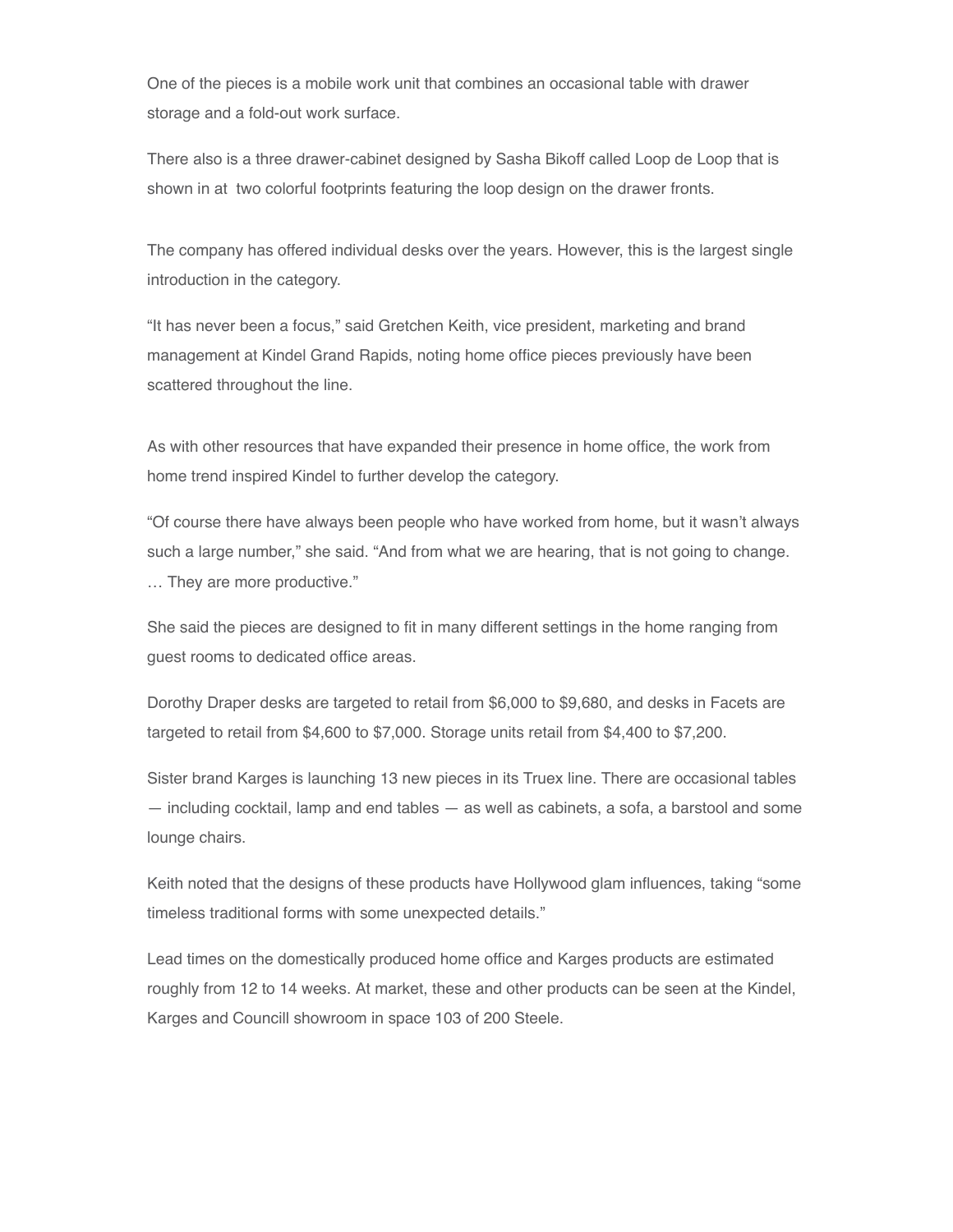One of the pieces is a mobile work unit that combines an occasional table with drawer storage and a fold-out work surface.

There also is a three drawer-cabinet designed by Sasha Bikoff called Loop de Loop that is shown in at two colorful footprints featuring the loop design on the drawer fronts.

The company has offered individual desks over the years. However, this is the largest single introduction in the category.

"It has never been a focus," said Gretchen Keith, vice president, marketing and brand management at Kindel Grand Rapids, noting home office pieces previously have been scattered throughout the line.

As with other resources that have expanded their presence in home office, the work from home trend inspired Kindel to further develop the category.

"Of course there have always been people who have worked from home, but it wasn't always such a large number," she said. "And from what we are hearing, that is not going to change. … They are more productive."

She said the pieces are designed to fit in many different settings in the home ranging from guest rooms to dedicated office areas.

Dorothy Draper desks are targeted to retail from $6,000 to $9,680, and desks in Facets are targeted to retail from $4,600 to $7,000. Storage units retail from $4,400 to $7,200.

Sister brand Karges is launching 13 new pieces in its Truex line. There are occasional tables — including cocktail, lamp and end tables — as well as cabinets, a sofa, a barstool and some lounge chairs.

Keith noted that the designs of these products have Hollywood glam influences, taking "some timeless traditional forms with some unexpected details."

Lead times on the domestically produced home office and Karges products are estimated roughly from 12 to 14 weeks. At market, these and other products can be seen at the Kindel, Karges and Councill showroom in space 103 of 200 Steele.